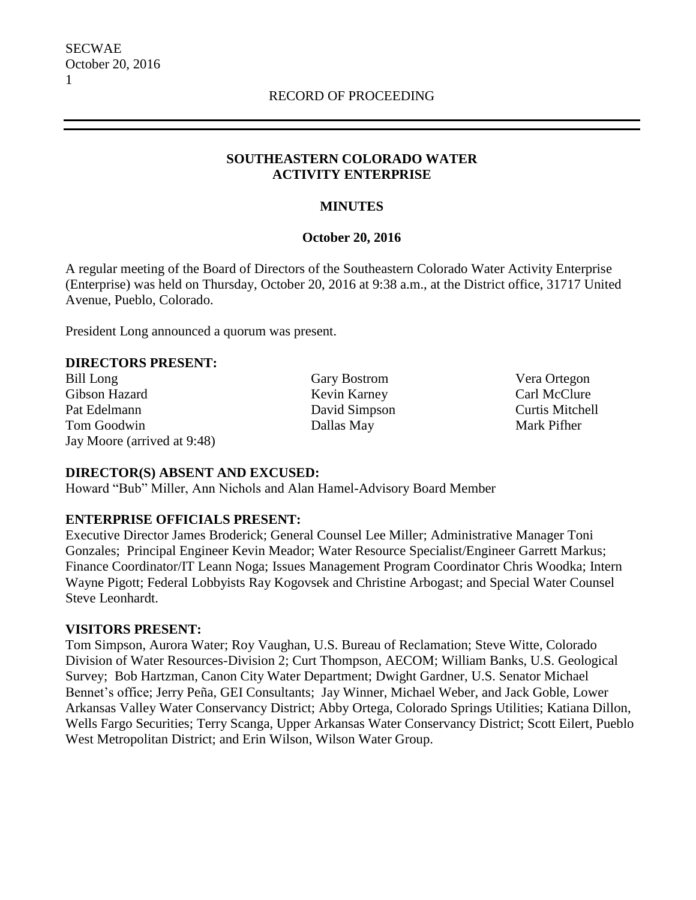RECORD OF PROCEEDING

# SOUTHEASTERN COLORADO WATER ACTIVITY ENTERPRISE

## MINUTES

### October 20, 2016

A regular meeting of the Board of Directors of the Southeastern Colorado Water Activity Enterprise (Enterprise) was held on Thursday, October 20, 2016 at 9:38 a.m., at the District office, 31717 United Avenue, Pueblo, Colorado.

President Long announced a quorum was present.

**DIRECTORS PRESENT:**

Bill Long
Gibson Hazard
Pat Edelmann
Tom Goodwin
Jay Moore (arrived at 9:48)
Gary Bostrom
Kevin Karney
David Simpson
Dallas May
Vera Ortegon
Carl McClure
Curtis Mitchell
Mark Pifher

**DIRECTOR(S) ABSENT AND EXCUSED:**

Howard "Bub" Miller, Ann Nichols and Alan Hamel-Advisory Board Member

**ENTERPRISE OFFICIALS PRESENT:**

Executive Director James Broderick; General Counsel Lee Miller; Administrative Manager Toni Gonzales; Principal Engineer Kevin Meador; Water Resource Specialist/Engineer Garrett Markus; Finance Coordinator/IT Leann Noga; Issues Management Program Coordinator Chris Woodka; Intern Wayne Pigott; Federal Lobbyists Ray Kogovsek and Christine Arbogast; and Special Water Counsel Steve Leonhardt.

**VISITORS PRESENT:**

Tom Simpson, Aurora Water; Roy Vaughan, U.S. Bureau of Reclamation; Steve Witte, Colorado Division of Water Resources-Division 2; Curt Thompson, AECOM; William Banks, U.S. Geological Survey; Bob Hartzman, Canon City Water Department; Dwight Gardner, U.S. Senator Michael Bennet's office; Jerry Peña, GEI Consultants; Jay Winner, Michael Weber, and Jack Goble, Lower Arkansas Valley Water Conservancy District; Abby Ortega, Colorado Springs Utilities; Katiana Dillon, Wells Fargo Securities; Terry Scanga, Upper Arkansas Water Conservancy District; Scott Eilert, Pueblo West Metropolitan District; and Erin Wilson, Wilson Water Group.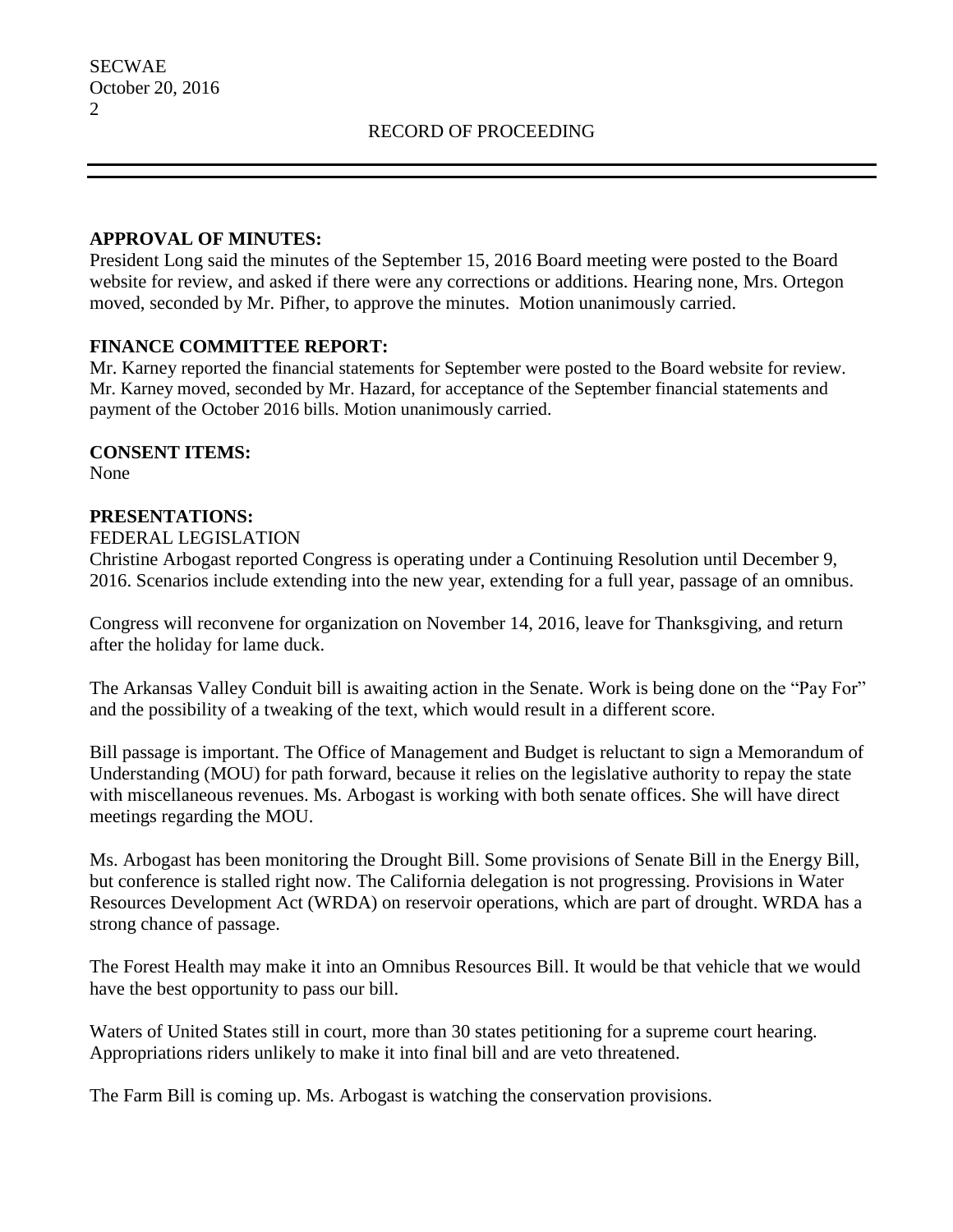**APPROVAL OF MINUTES:**
President Long said the minutes of the September 15, 2016 Board meeting were posted to the Board website for review, and asked if there were any corrections or additions. Hearing none, Mrs. Ortegon moved, seconded by Mr. Pifher, to approve the minutes. Motion unanimously carried.

**FINANCE COMMITTEE REPORT:**
Mr. Karney reported the financial statements for September were posted to the Board website for review. Mr. Karney moved, seconded by Mr. Hazard, for acceptance of the September financial statements and payment of the October 2016 bills. Motion unanimously carried.

**CONSENT ITEMS:**
None

**PRESENTATIONS:**
FEDERAL LEGISLATION
Christine Arbogast reported Congress is operating under a Continuing Resolution until December 9, 2016. Scenarios include extending into the new year, extending for a full year, passage of an omnibus.

Congress will reconvene for organization on November 14, 2016, leave for Thanksgiving, and return after the holiday for lame duck.

The Arkansas Valley Conduit bill is awaiting action in the Senate. Work is being done on the "Pay For" and the possibility of a tweaking of the text, which would result in a different score.

Bill passage is important. The Office of Management and Budget is reluctant to sign a Memorandum of Understanding (MOU) for path forward, because it relies on the legislative authority to repay the state with miscellaneous revenues. Ms. Arbogast is working with both senate offices. She will have direct meetings regarding the MOU.

Ms. Arbogast has been monitoring the Drought Bill. Some provisions of Senate Bill in the Energy Bill, but conference is stalled right now. The California delegation is not progressing. Provisions in Water Resources Development Act (WRDA) on reservoir operations, which are part of drought. WRDA has a strong chance of passage.

The Forest Health may make it into an Omnibus Resources Bill. It would be that vehicle that we would have the best opportunity to pass our bill.

Waters of United States still in court, more than 30 states petitioning for a supreme court hearing. Appropriations riders unlikely to make it into final bill and are veto threatened.

The Farm Bill is coming up. Ms. Arbogast is watching the conservation provisions.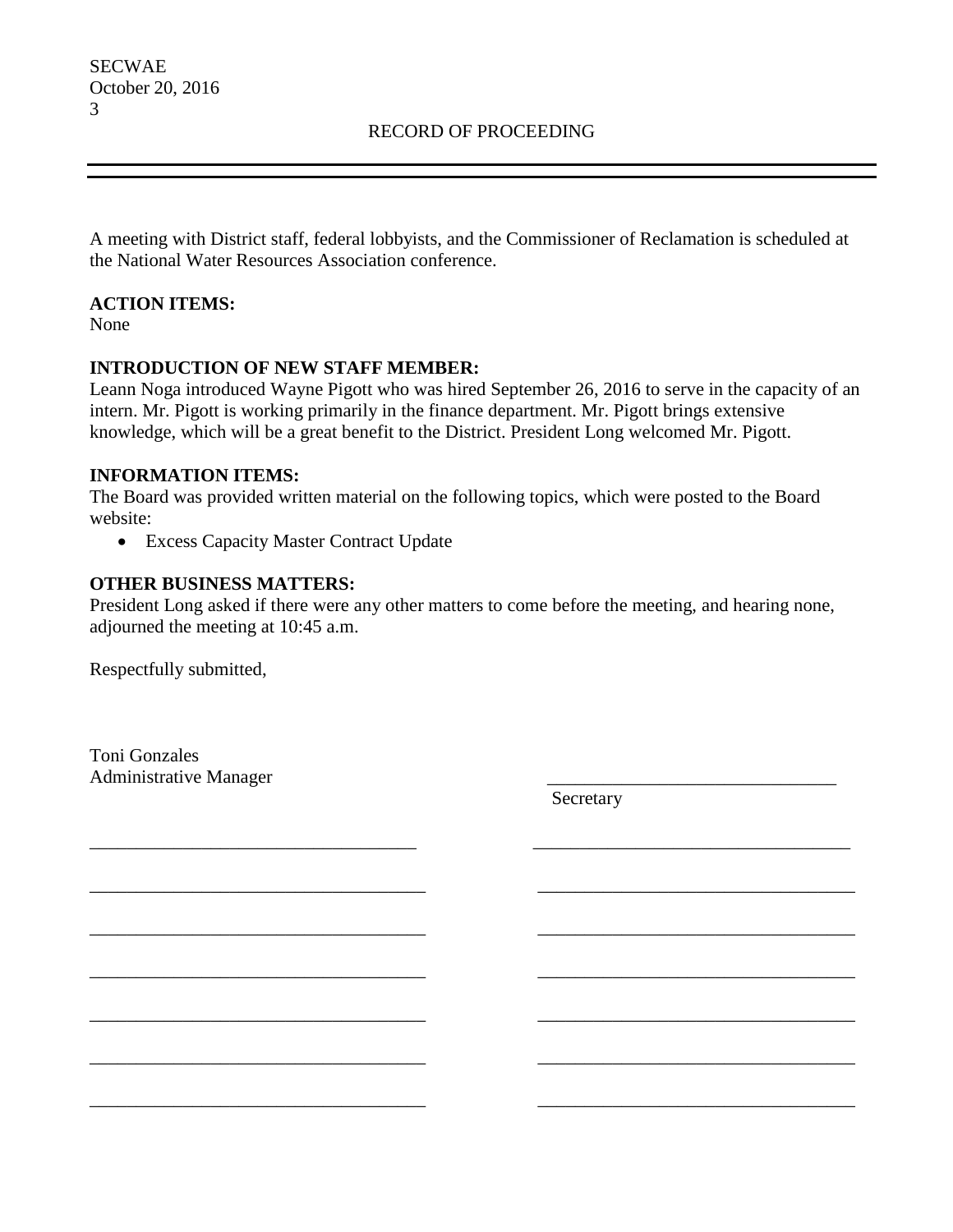A meeting with District staff, federal lobbyists, and the Commissioner of Reclamation is scheduled at the National Water Resources Association conference.

**ACTION ITEMS:**
None

**INTRODUCTION OF NEW STAFF MEMBER:**
Leann Noga introduced Wayne Pigott who was hired September 26, 2016 to serve in the capacity of an intern. Mr. Pigott is working primarily in the finance department. Mr. Pigott brings extensive knowledge, which will be a great benefit to the District. President Long welcomed Mr. Pigott.

**INFORMATION ITEMS:**
The Board was provided written material on the following topics, which were posted to the Board website:

- Excess Capacity Master Contract Update

**OTHER BUSINESS MATTERS:**
President Long asked if there were any other matters to come before the meeting, and hearing none, adjourned the meeting at 10:45 a.m.

Respectfully submitted,

Toni Gonzales
Administrative Manager

________________________________
Secretary

________________________________ ________________________________

________________________________ ________________________________

________________________________ ________________________________

________________________________ ________________________________

________________________________ ________________________________

________________________________ ________________________________

________________________________ ________________________________